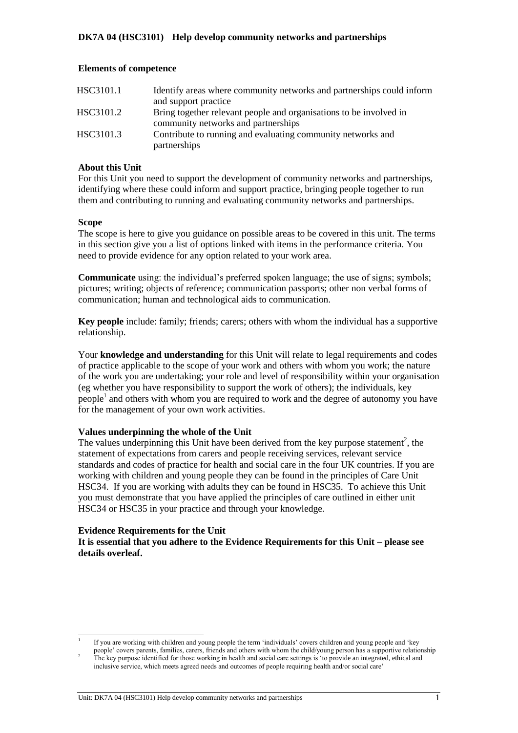# DK7A 04 (HSC3101) Help develop community networks and partnerships

## Elements of competence

| | |
|---|---|
| HSC3101.1 | Identify areas where community networks and partnerships could inform and support practice |
| HSC3101.2 | Bring together relevant people and organisations to be involved in community networks and partnerships |
| HSC3101.3 | Contribute to running and evaluating community networks and partnerships |

## About this Unit

For this Unit you need to support the development of community networks and partnerships, identifying where these could inform and support practice, bringing people together to run them and contributing to running and evaluating community networks and partnerships.

## Scope

The scope is here to give you guidance on possible areas to be covered in this unit. The terms in this section give you a list of options linked with items in the performance criteria. You need to provide evidence for any option related to your work area.

**Communicate** using: the individual's preferred spoken language; the use of signs; symbols; pictures; writing; objects of reference; communication passports; other non verbal forms of communication; human and technological aids to communication.

**Key people** include: family; friends; carers; others with whom the individual has a supportive relationship.

Your **knowledge and understanding** for this Unit will relate to legal requirements and codes of practice applicable to the scope of your work and others with whom you work; the nature of the work you are undertaking; your role and level of responsibility within your organisation (eg whether you have responsibility to support the work of others); the individuals, key people[1] and others with whom you are required to work and the degree of autonomy you have for the management of your own work activities.

## Values underpinning the whole of the Unit

The values underpinning this Unit have been derived from the key purpose statement[2], the statement of expectations from carers and people receiving services, relevant service standards and codes of practice for health and social care in the four UK countries. If you are working with children and young people they can be found in the principles of Care Unit HSC34. If you are working with adults they can be found in HSC35. To achieve this Unit you must demonstrate that you have applied the principles of care outlined in either unit HSC34 or HSC35 in your practice and through your knowledge.

## Evidence Requirements for the Unit

**It is essential that you adhere to the Evidence Requirements for this Unit – please see details overleaf.**

---

[1] If you are working with children and young people the term 'individuals' covers children and young people and 'key people' covers parents, families, carers, friends and others with whom the child/young person has a supportive relationship

[2] The key purpose identified for those working in health and social care settings is 'to provide an integrated, ethical and inclusive service, which meets agreed needs and outcomes of people requiring health and/or social care'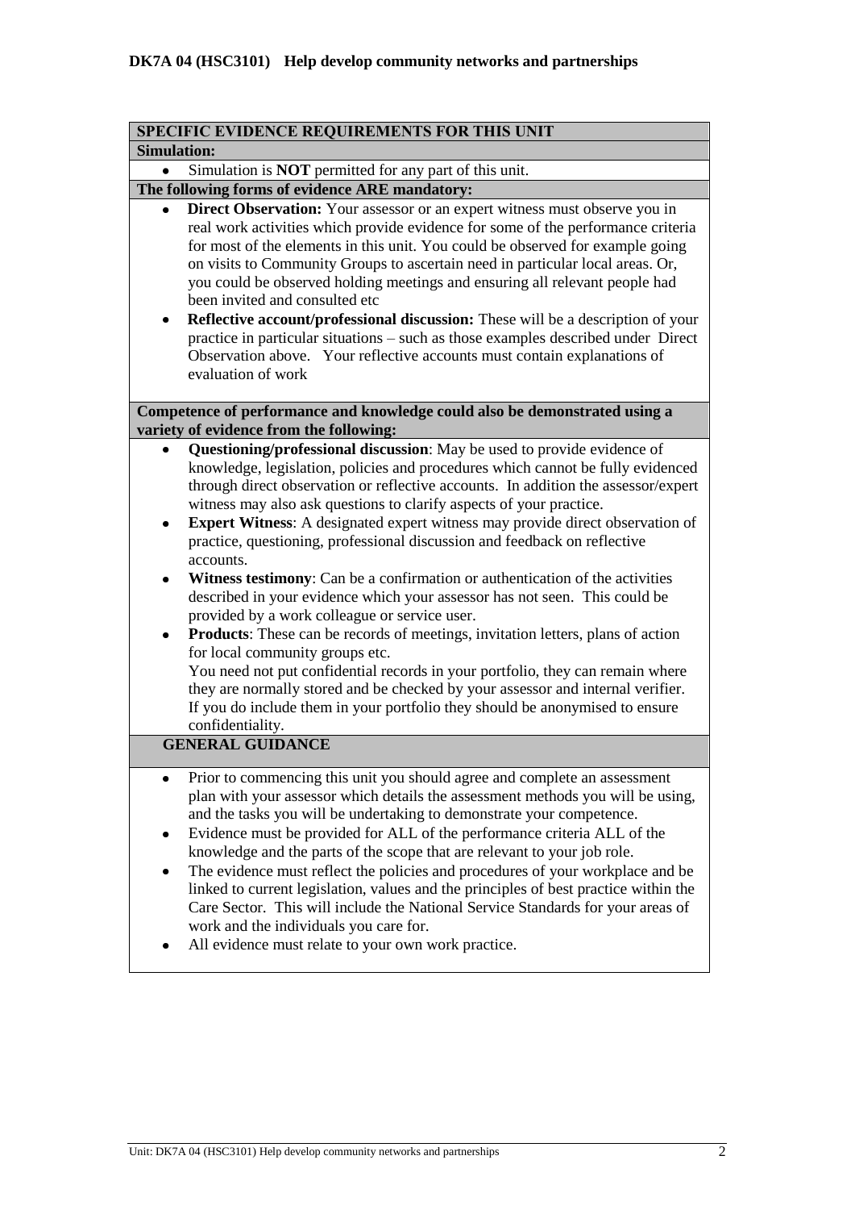**DK7A 04 (HSC3101) Help develop community networks and partnerships**

## SPECIFIC EVIDENCE REQUIREMENTS FOR THIS UNIT

**Simulation:**

- Simulation is **NOT** permitted for any part of this unit.

**The following forms of evidence ARE mandatory:**

- **Direct Observation:** Your assessor or an expert witness must observe you in real work activities which provide evidence for some of the performance criteria for most of the elements in this unit. You could be observed for example going on visits to Community Groups to ascertain need in particular local areas. Or, you could be observed holding meetings and ensuring all relevant people had been invited and consulted etc
- **Reflective account/professional discussion:** These will be a description of your practice in particular situations – such as those examples described under Direct Observation above. Your reflective accounts must contain explanations of evaluation of work

**Competence of performance and knowledge could also be demonstrated using a variety of evidence from the following:**

- **Questioning/professional discussion**: May be used to provide evidence of knowledge, legislation, policies and procedures which cannot be fully evidenced through direct observation or reflective accounts. In addition the assessor/expert witness may also ask questions to clarify aspects of your practice.
- **Expert Witness**: A designated expert witness may provide direct observation of practice, questioning, professional discussion and feedback on reflective accounts.
- **Witness testimony**: Can be a confirmation or authentication of the activities described in your evidence which your assessor has not seen. This could be provided by a work colleague or service user.
- **Products**: These can be records of meetings, invitation letters, plans of action for local community groups etc.
  You need not put confidential records in your portfolio, they can remain where they are normally stored and be checked by your assessor and internal verifier. If you do include them in your portfolio they should be anonymised to ensure confidentiality.

## GENERAL GUIDANCE

- Prior to commencing this unit you should agree and complete an assessment plan with your assessor which details the assessment methods you will be using, and the tasks you will be undertaking to demonstrate your competence.
- Evidence must be provided for ALL of the performance criteria ALL of the knowledge and the parts of the scope that are relevant to your job role.
- The evidence must reflect the policies and procedures of your workplace and be linked to current legislation, values and the principles of best practice within the Care Sector. This will include the National Service Standards for your areas of work and the individuals you care for.
- All evidence must relate to your own work practice.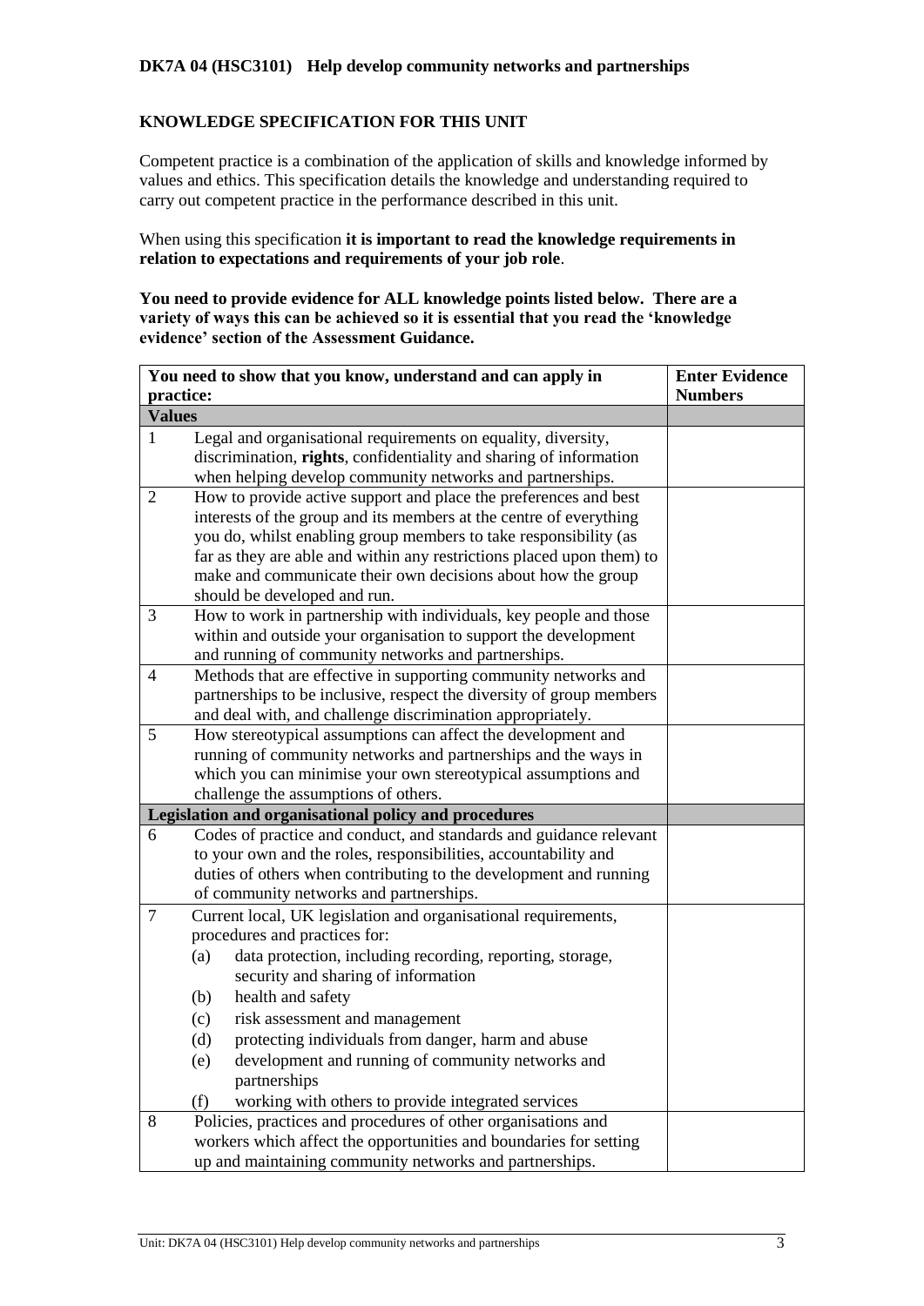**DK7A 04 (HSC3101) Help develop community networks and partnerships**

**KNOWLEDGE SPECIFICATION FOR THIS UNIT**

Competent practice is a combination of the application of skills and knowledge informed by values and ethics. This specification details the knowledge and understanding required to carry out competent practice in the performance described in this unit.

When using this specification **it is important to read the knowledge requirements in relation to expectations and requirements of your job role**.

**You need to provide evidence for ALL knowledge points listed below. There are a variety of ways this can be achieved so it is essential that you read the 'knowledge evidence' section of the Assessment Guidance.**

| **You need to show that you know, understand and can apply in practice:** | | **Enter Evidence Numbers** |
|---|---|---|
| **Values** | | |
| 1 | Legal and organisational requirements on equality, diversity, discrimination, **rights**, confidentiality and sharing of information when helping develop community networks and partnerships. | |
| 2 | How to provide active support and place the preferences and best interests of the group and its members at the centre of everything you do, whilst enabling group members to take responsibility (as far as they are able and within any restrictions placed upon them) to make and communicate their own decisions about how the group should be developed and run. | |
| 3 | How to work in partnership with individuals, key people and those within and outside your organisation to support the development and running of community networks and partnerships. | |
| 4 | Methods that are effective in supporting community networks and partnerships to be inclusive, respect the diversity of group members and deal with, and challenge discrimination appropriately. | |
| 5 | How stereotypical assumptions can affect the development and running of community networks and partnerships and the ways in which you can minimise your own stereotypical assumptions and challenge the assumptions of others. | |
| **Legislation and organisational policy and procedures** | | |
| 6 | Codes of practice and conduct, and standards and guidance relevant to your own and the roles, responsibilities, accountability and duties of others when contributing to the development and running of community networks and partnerships. | |
| 7 | Current local, UK legislation and organisational requirements, procedures and practices for:<br>(a) data protection, including recording, reporting, storage, security and sharing of information<br>(b) health and safety<br>(c) risk assessment and management<br>(d) protecting individuals from danger, harm and abuse<br>(e) development and running of community networks and partnerships<br>(f) working with others to provide integrated services | |
| 8 | Policies, practices and procedures of other organisations and workers which affect the opportunities and boundaries for setting up and maintaining community networks and partnerships. | |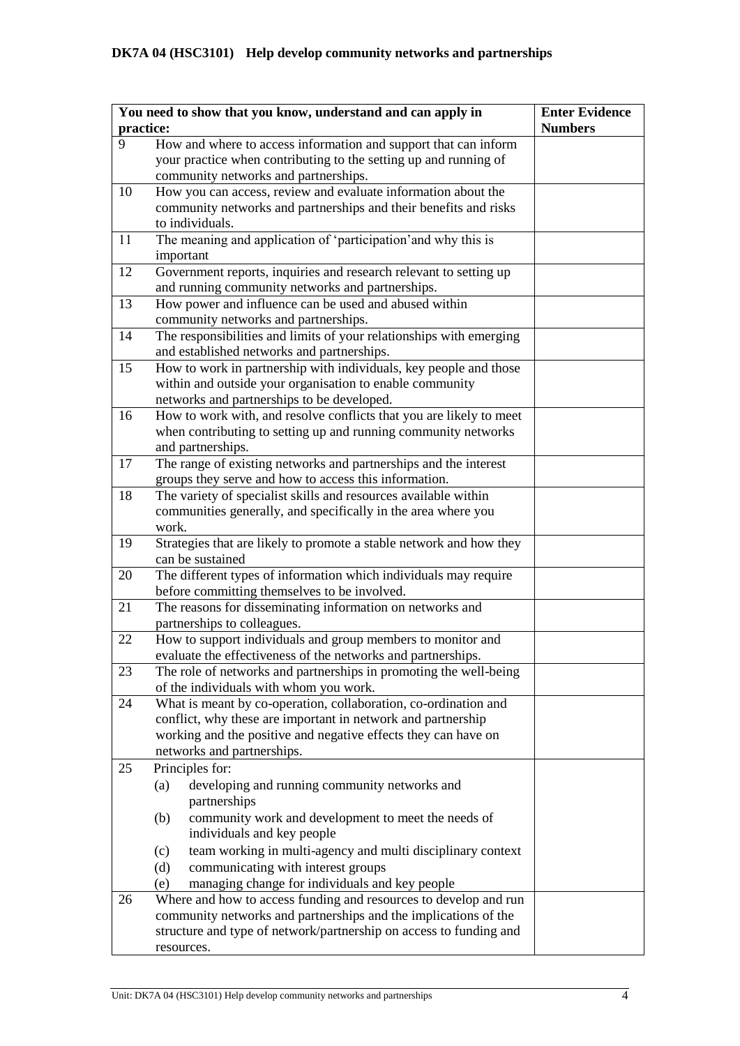**DK7A 04 (HSC3101) Help develop community networks and partnerships**

| | You need to show that you know, understand and can apply in practice: | Enter Evidence Numbers |
|---|---|---|
| 9 | How and where to access information and support that can inform your practice when contributing to the setting up and running of community networks and partnerships. | |
| 10 | How you can access, review and evaluate information about the community networks and partnerships and their benefits and risks to individuals. | |
| 11 | The meaning and application of 'participation'and why this is important | |
| 12 | Government reports, inquiries and research relevant to setting up and running community networks and partnerships. | |
| 13 | How power and influence can be used and abused within community networks and partnerships. | |
| 14 | The responsibilities and limits of your relationships with emerging and established networks and partnerships. | |
| 15 | How to work in partnership with individuals, key people and those within and outside your organisation to enable community networks and partnerships to be developed. | |
| 16 | How to work with, and resolve conflicts that you are likely to meet when contributing to setting up and running community networks and partnerships. | |
| 17 | The range of existing networks and partnerships and the interest groups they serve and how to access this information. | |
| 18 | The variety of specialist skills and resources available within communities generally, and specifically in the area where you work. | |
| 19 | Strategies that are likely to promote a stable network and how they can be sustained | |
| 20 | The different types of information which individuals may require before committing themselves to be involved. | |
| 21 | The reasons for disseminating information on networks and partnerships to colleagues. | |
| 22 | How to support individuals and group members to monitor and evaluate the effectiveness of the networks and partnerships. | |
| 23 | The role of networks and partnerships in promoting the well-being of the individuals with whom you work. | |
| 24 | What is meant by co-operation, collaboration, co-ordination and conflict, why these are important in network and partnership working and the positive and negative effects they can have on networks and partnerships. | |
| 25 | Principles for:<br>(a) developing and running community networks and partnerships<br>(b) community work and development to meet the needs of individuals and key people<br>(c) team working in multi-agency and multi disciplinary context<br>(d) communicating with interest groups<br>(e) managing change for individuals and key people | |
| 26 | Where and how to access funding and resources to develop and run community networks and partnerships and the implications of the structure and type of network/partnership on access to funding and resources. | |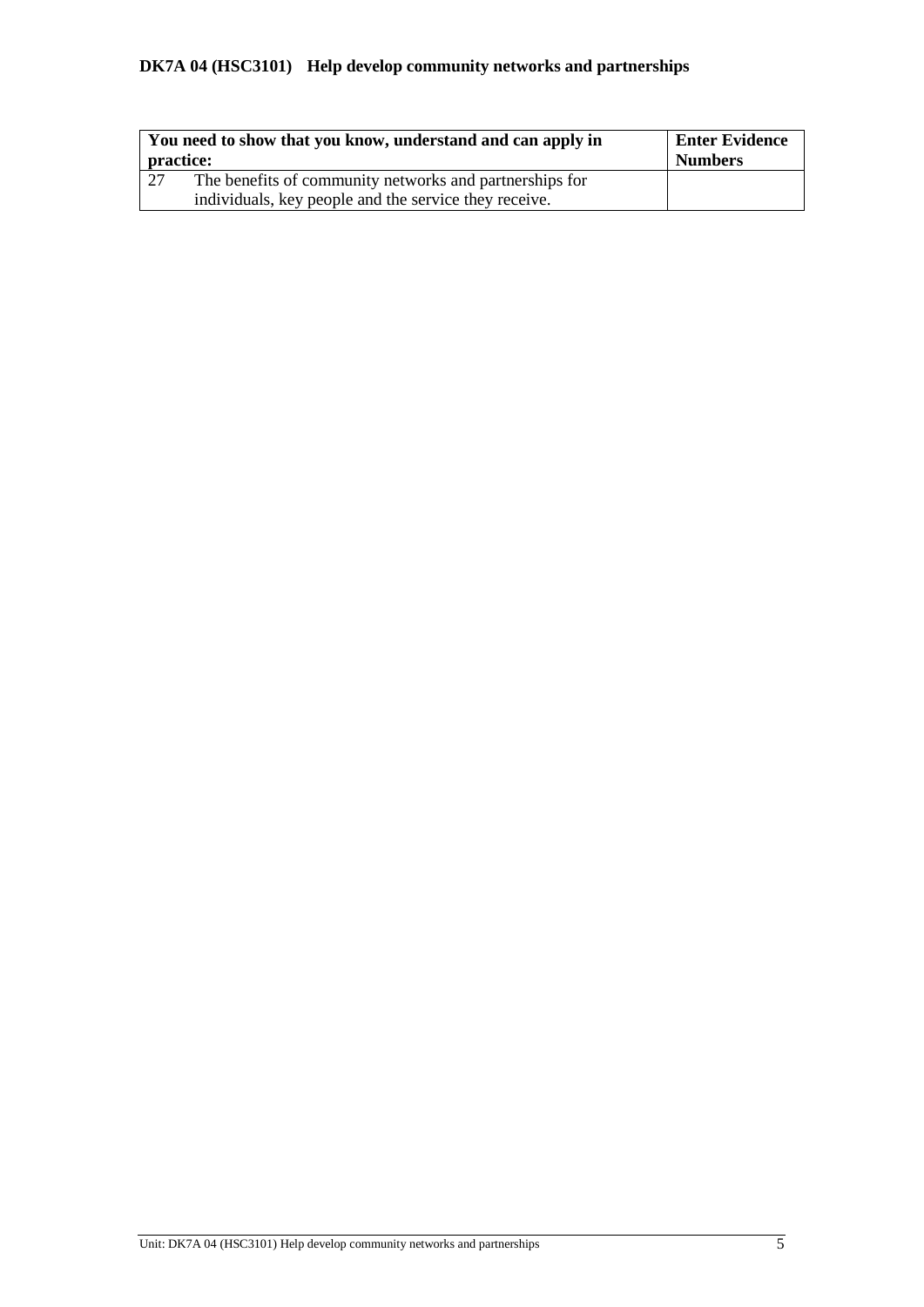**DK7A 04 (HSC3101) Help develop community networks and partnerships**

| You need to show that you know, understand and can apply in practice: | | Enter Evidence Numbers |
|---|---|---|
| 27 | The benefits of community networks and partnerships for individuals, key people and the service they receive. | |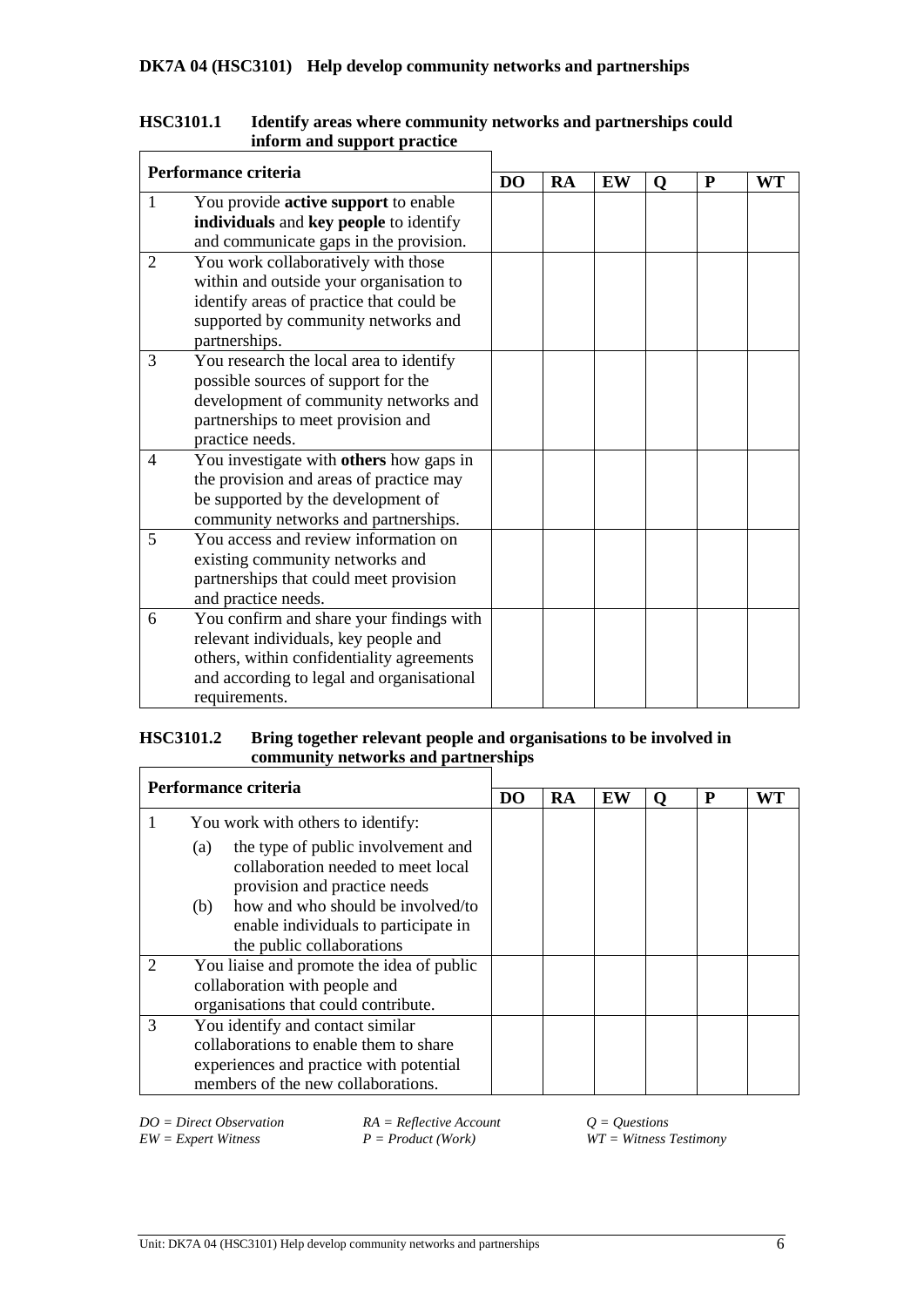## DK7A 04 (HSC3101) Help develop community networks and partnerships

### HSC3101.1 Identify areas where community networks and partnerships could inform and support practice

| Performance criteria | | DO | RA | EW | Q | P | WT |
|---|---|---|---|---|---|---|---|
| 1 | You provide **active support** to enable **individuals** and **key people** to identify and communicate gaps in the provision. | | | | | | |
| 2 | You work collaboratively with those within and outside your organisation to identify areas of practice that could be supported by community networks and partnerships. | | | | | | |
| 3 | You research the local area to identify possible sources of support for the development of community networks and partnerships to meet provision and practice needs. | | | | | | |
| 4 | You investigate with **others** how gaps in the provision and areas of practice may be supported by the development of community networks and partnerships. | | | | | | |
| 5 | You access and review information on existing community networks and partnerships that could meet provision and practice needs. | | | | | | |
| 6 | You confirm and share your findings with relevant individuals, key people and others, within confidentiality agreements and according to legal and organisational requirements. | | | | | | |

### HSC3101.2 Bring together relevant people and organisations to be involved in community networks and partnerships

| Performance criteria | | DO | RA | EW | Q | P | WT |
|---|---|---|---|---|---|---|---|
| 1 | You work with others to identify: (a) the type of public involvement and collaboration needed to meet local provision and practice needs (b) how and who should be involved/to enable individuals to participate in the public collaborations | | | | | | |
| 2 | You liaise and promote the idea of public collaboration with people and organisations that could contribute. | | | | | | |
| 3 | You identify and contact similar collaborations to enable them to share experiences and practice with potential members of the new collaborations. | | | | | | |

*DO = Direct Observation* *RA = Reflective Account* *Q = Questions*
*EW = Expert Witness* *P = Product (Work)* *WT = Witness Testimony*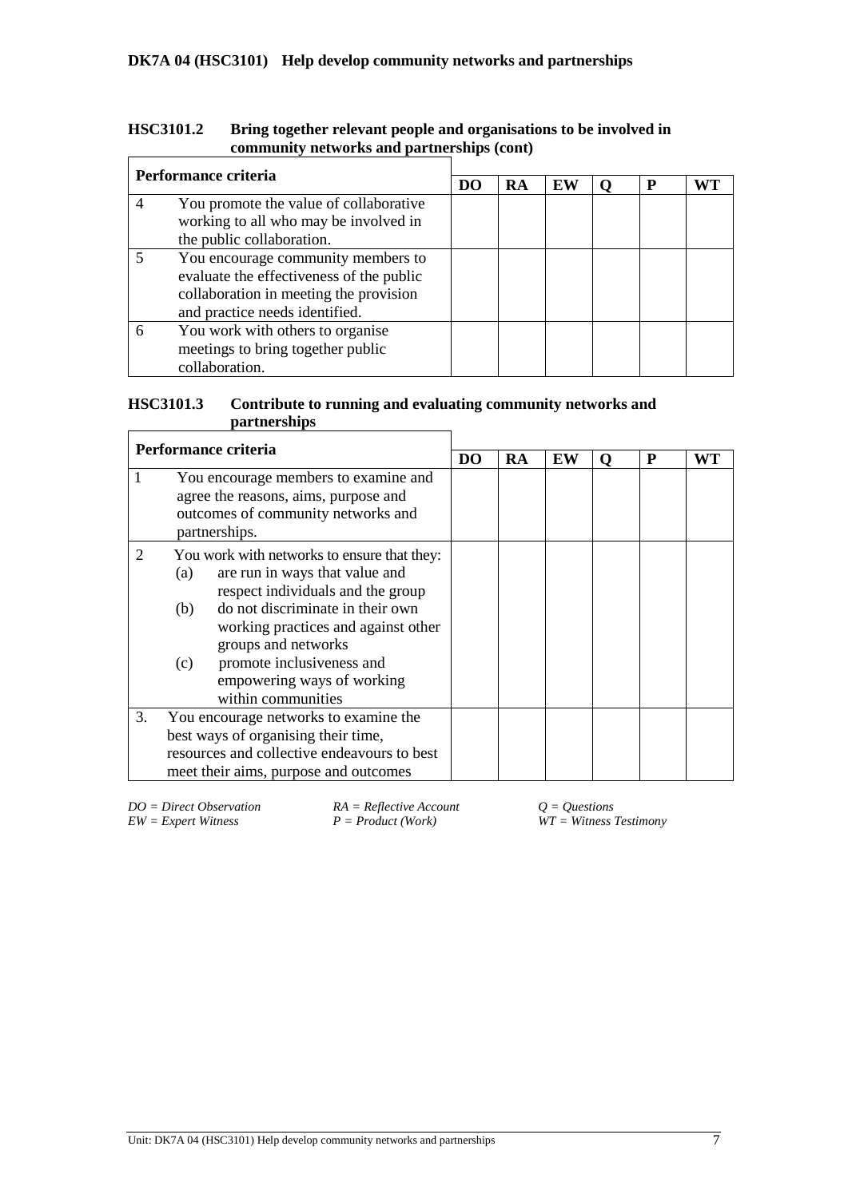**HSC3101.2 Bring together relevant people and organisations to be involved in community networks and partnerships (cont)**

| Performance criteria | | DO | RA | EW | Q | P | WT |
|---|---|---|---|---|---|---|---|
| 4 | You promote the value of collaborative working to all who may be involved in the public collaboration. | | | | | | |
| 5 | You encourage community members to evaluate the effectiveness of the public collaboration in meeting the provision and practice needs identified. | | | | | | |
| 6 | You work with others to organise meetings to bring together public collaboration. | | | | | | |

**HSC3101.3 Contribute to running and evaluating community networks and partnerships**

| Performance criteria | | DO | RA | EW | Q | P | WT |
|---|---|---|---|---|---|---|---|
| 1 | You encourage members to examine and agree the reasons, aims, purpose and outcomes of community networks and partnerships. | | | | | | |
| 2 | You work with networks to ensure that they: (a) are run in ways that value and respect individuals and the group (b) do not discriminate in their own working practices and against other groups and networks (c) promote inclusiveness and empowering ways of working within communities | | | | | | |
| 3. | You encourage networks to examine the best ways of organising their time, resources and collective endeavours to best meet their aims, purpose and outcomes | | | | | | |

*DO = Direct Observation* &nbsp; *RA = Reflective Account* &nbsp; *Q = Questions*
*EW = Expert Witness* &nbsp; *P = Product (Work)* &nbsp; *WT = Witness Testimony*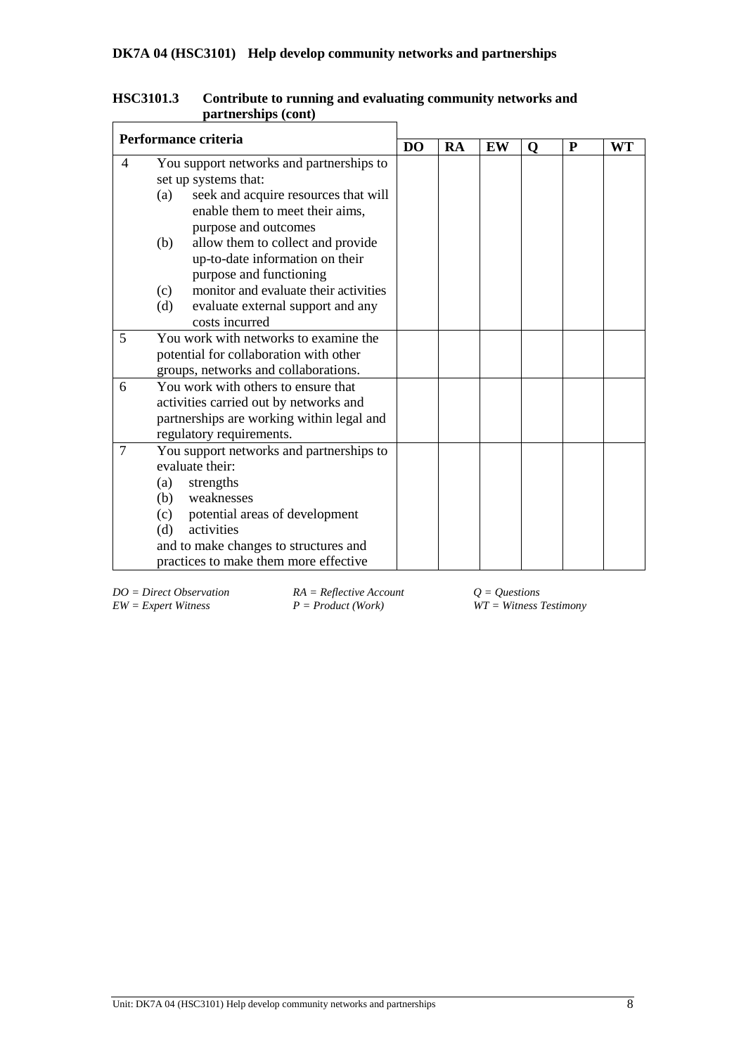**DK7A 04 (HSC3101) Help develop community networks and partnerships**

**HSC3101.3 Contribute to running and evaluating community networks and partnerships (cont)**

| Performance criteria | | DO | RA | EW | Q | P | WT |
|---|---|---|---|---|---|---|---|
| 4 | You support networks and partnerships to set up systems that:<br>(a) seek and acquire resources that will enable them to meet their aims, purpose and outcomes<br>(b) allow them to collect and provide up-to-date information on their purpose and functioning<br>(c) monitor and evaluate their activities<br>(d) evaluate external support and any costs incurred | | | | | | |
| 5 | You work with networks to examine the potential for collaboration with other groups, networks and collaborations. | | | | | | |
| 6 | You work with others to ensure that activities carried out by networks and partnerships are working within legal and regulatory requirements. | | | | | | |
| 7 | You support networks and partnerships to evaluate their:<br>(a) strengths<br>(b) weaknesses<br>(c) potential areas of development<br>(d) activities<br>and to make changes to structures and practices to make them more effective | | | | | | |

*DO = Direct Observation* *RA = Reflective Account* *Q = Questions*
*EW = Expert Witness* *P = Product (Work)* *WT = Witness Testimony*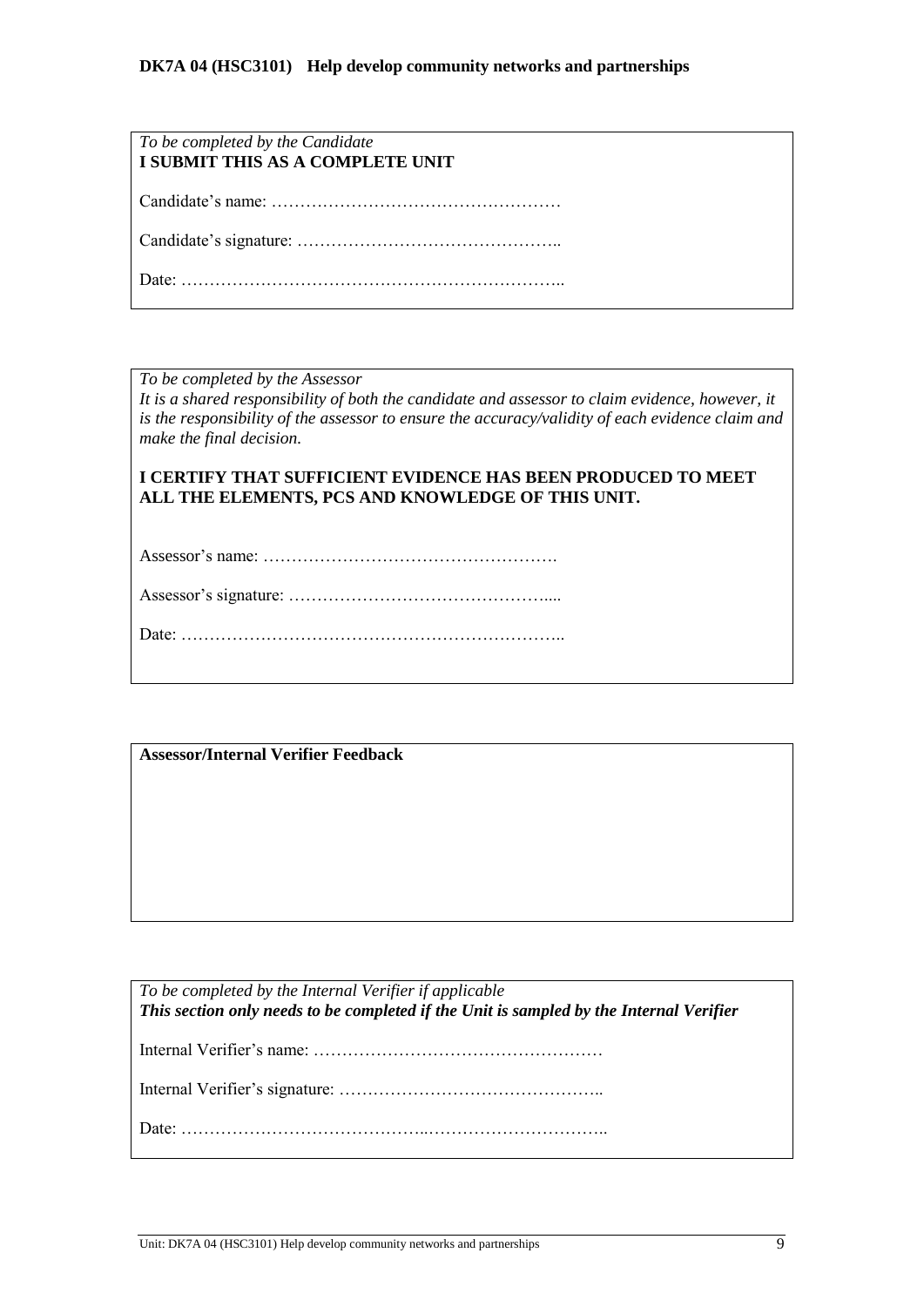**DK7A 04 (HSC3101) Help develop community networks and partnerships**

*To be completed by the Candidate*
**I SUBMIT THIS AS A COMPLETE UNIT**

Candidate's name: ……………………………………………

Candidate's signature: ……………………………………..

Date: …………………………………………………………..

*To be completed by the Assessor*
*It is a shared responsibility of both the candidate and assessor to claim evidence, however, it is the responsibility of the assessor to ensure the accuracy/validity of each evidence claim and make the final decision.*

**I CERTIFY THAT SUFFICIENT EVIDENCE HAS BEEN PRODUCED TO MEET ALL THE ELEMENTS, PCS AND KNOWLEDGE OF THIS UNIT.**

Assessor's name: …………………………………………….

Assessor's signature: ……………………………………....

Date: …………………………………………………………..

**Assessor/Internal Verifier Feedback**

*To be completed by the Internal Verifier if applicable*
***This section only needs to be completed if the Unit is sampled by the Internal Verifier***

Internal Verifier's name: ……………………………………………

Internal Verifier's signature: ……………………………………..

Date: …………………………………..…………………………..